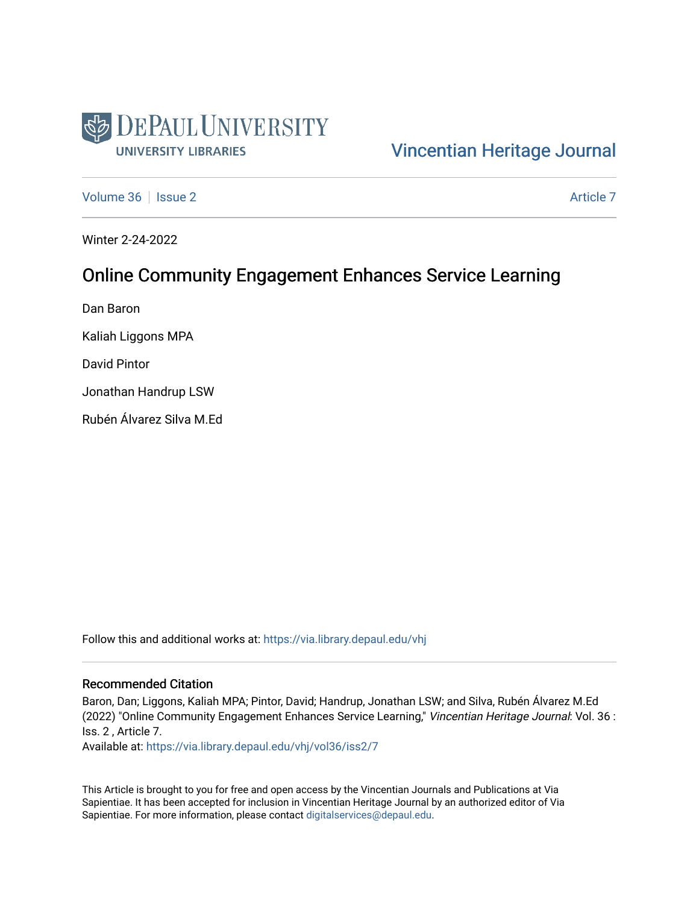DePaul University
University Libraries

Vincentian Heritage Journal

Volume 36 | Issue 2 Article 7

Winter 2-24-2022

# Online Community Engagement Enhances Service Learning

Dan Baron

Kaliah Liggons MPA

David Pintor

Jonathan Handrup LSW

Rubén Álvarez Silva M.Ed

Follow this and additional works at: https://via.library.depaul.edu/vhj

## Recommended Citation

Baron, Dan; Liggons, Kaliah MPA; Pintor, David; Handrup, Jonathan LSW; and Silva, Rubén Álvarez M.Ed (2022) "Online Community Engagement Enhances Service Learning," *Vincentian Heritage Journal*: Vol. 36 : Iss. 2 , Article 7.
Available at: https://via.library.depaul.edu/vhj/vol36/iss2/7

This Article is brought to you for free and open access by the Vincentian Journals and Publications at Via Sapientiae. It has been accepted for inclusion in Vincentian Heritage Journal by an authorized editor of Via Sapientiae. For more information, please contact digitalservices@depaul.edu.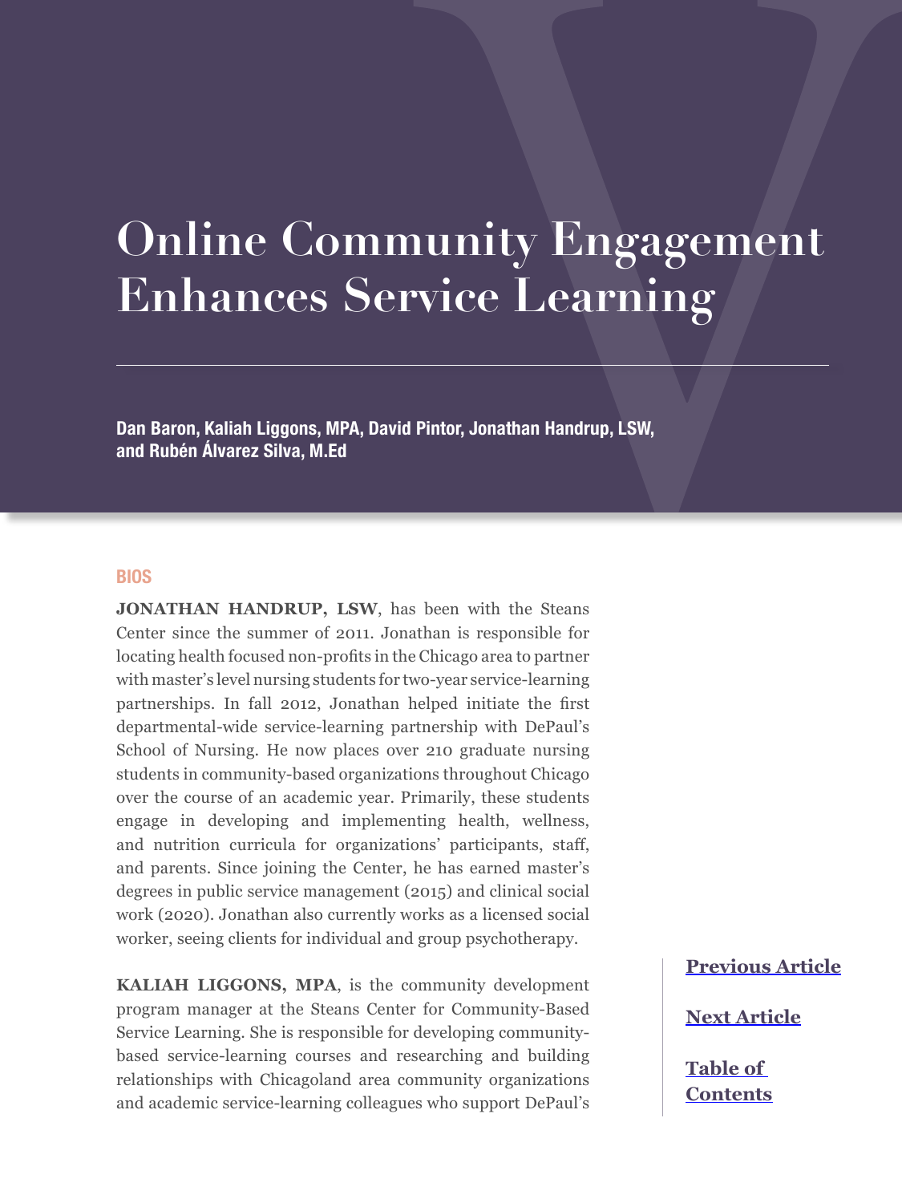# Online Community Engagement Enhances Service Learning

**Dan Baron, Kaliah Liggons, MPA, David Pintor, Jonathan Handrup, LSW, and Rubén Álvarez Silva, M.Ed**

## BIOS

**JONATHAN HANDRUP, LSW**, has been with the Steans Center since the summer of 2011. Jonathan is responsible for locating health focused non-profits in the Chicago area to partner with master's level nursing students for two-year service-learning partnerships. In fall 2012, Jonathan helped initiate the first departmental-wide service-learning partnership with DePaul's School of Nursing. He now places over 210 graduate nursing students in community-based organizations throughout Chicago over the course of an academic year. Primarily, these students engage in developing and implementing health, wellness, and nutrition curricula for organizations' participants, staff, and parents. Since joining the Center, he has earned master's degrees in public service management (2015) and clinical social work (2020). Jonathan also currently works as a licensed social worker, seeing clients for individual and group psychotherapy.

**KALIAH LIGGONS, MPA**, is the community development program manager at the Steans Center for Community-Based Service Learning. She is responsible for developing community-based service-learning courses and researching and building relationships with Chicagoland area community organizations and academic service-learning colleagues who support DePaul's

[Previous Article]

[Next Article]

[Table of Contents]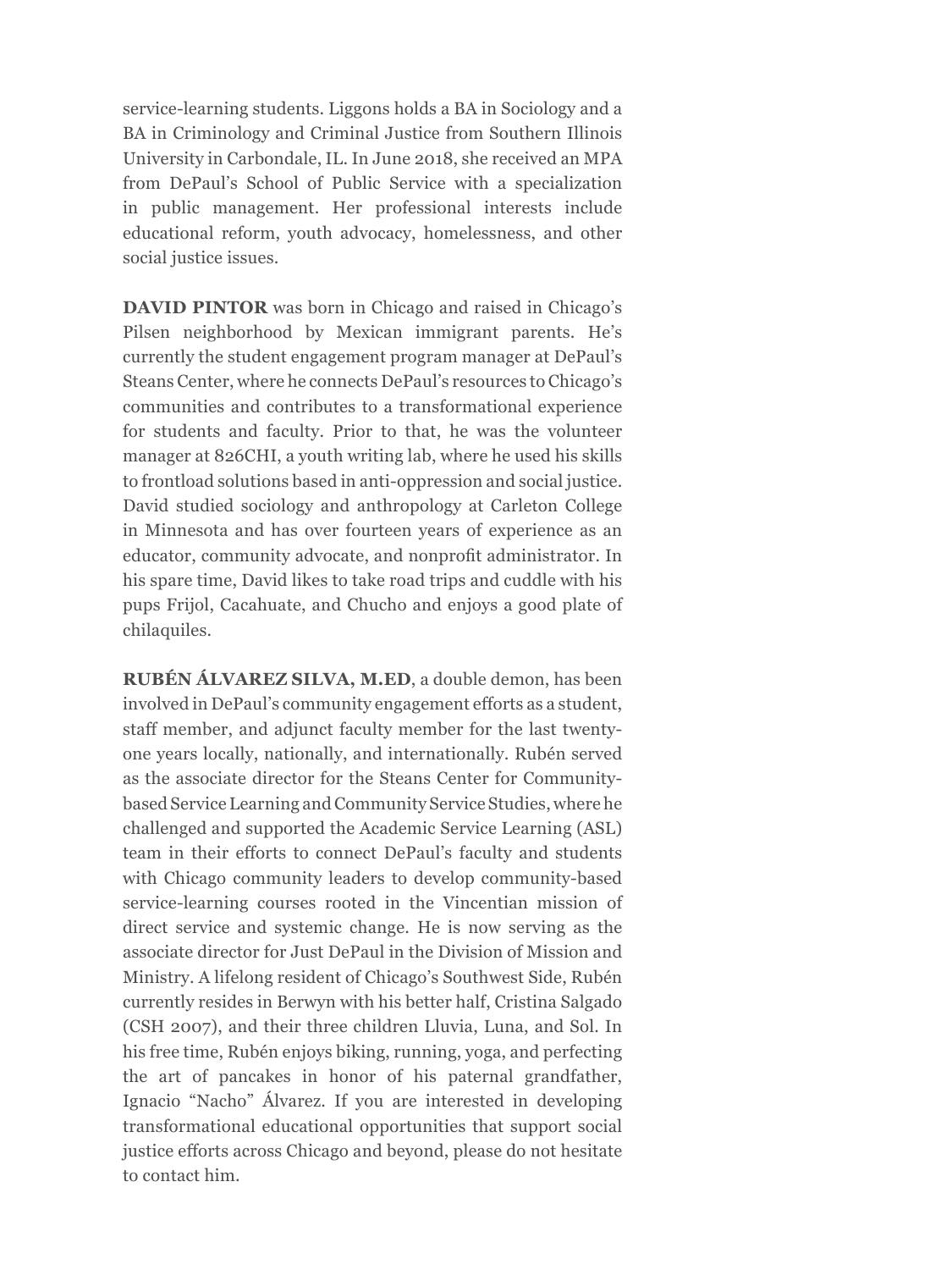service-learning students. Liggons holds a BA in Sociology and a BA in Criminology and Criminal Justice from Southern Illinois University in Carbondale, IL. In June 2018, she received an MPA from DePaul's School of Public Service with a specialization in public management. Her professional interests include educational reform, youth advocacy, homelessness, and other social justice issues.

**DAVID PINTOR** was born in Chicago and raised in Chicago's Pilsen neighborhood by Mexican immigrant parents. He's currently the student engagement program manager at DePaul's Steans Center, where he connects DePaul's resources to Chicago's communities and contributes to a transformational experience for students and faculty. Prior to that, he was the volunteer manager at 826CHI, a youth writing lab, where he used his skills to frontload solutions based in anti-oppression and social justice. David studied sociology and anthropology at Carleton College in Minnesota and has over fourteen years of experience as an educator, community advocate, and nonprofit administrator. In his spare time, David likes to take road trips and cuddle with his pups Frijol, Cacahuate, and Chucho and enjoys a good plate of chilaquiles.

**RUBÉN ÁLVAREZ SILVA, M.ED**, a double demon, has been involved in DePaul's community engagement efforts as a student, staff member, and adjunct faculty member for the last twenty-one years locally, nationally, and internationally. Rubén served as the associate director for the Steans Center for Community-based Service Learning and Community Service Studies, where he challenged and supported the Academic Service Learning (ASL) team in their efforts to connect DePaul's faculty and students with Chicago community leaders to develop community-based service-learning courses rooted in the Vincentian mission of direct service and systemic change. He is now serving as the associate director for Just DePaul in the Division of Mission and Ministry. A lifelong resident of Chicago's Southwest Side, Rubén currently resides in Berwyn with his better half, Cristina Salgado (CSH 2007), and their three children Lluvia, Luna, and Sol. In his free time, Rubén enjoys biking, running, yoga, and perfecting the art of pancakes in honor of his paternal grandfather, Ignacio "Nacho" Álvarez. If you are interested in developing transformational educational opportunities that support social justice efforts across Chicago and beyond, please do not hesitate to contact him.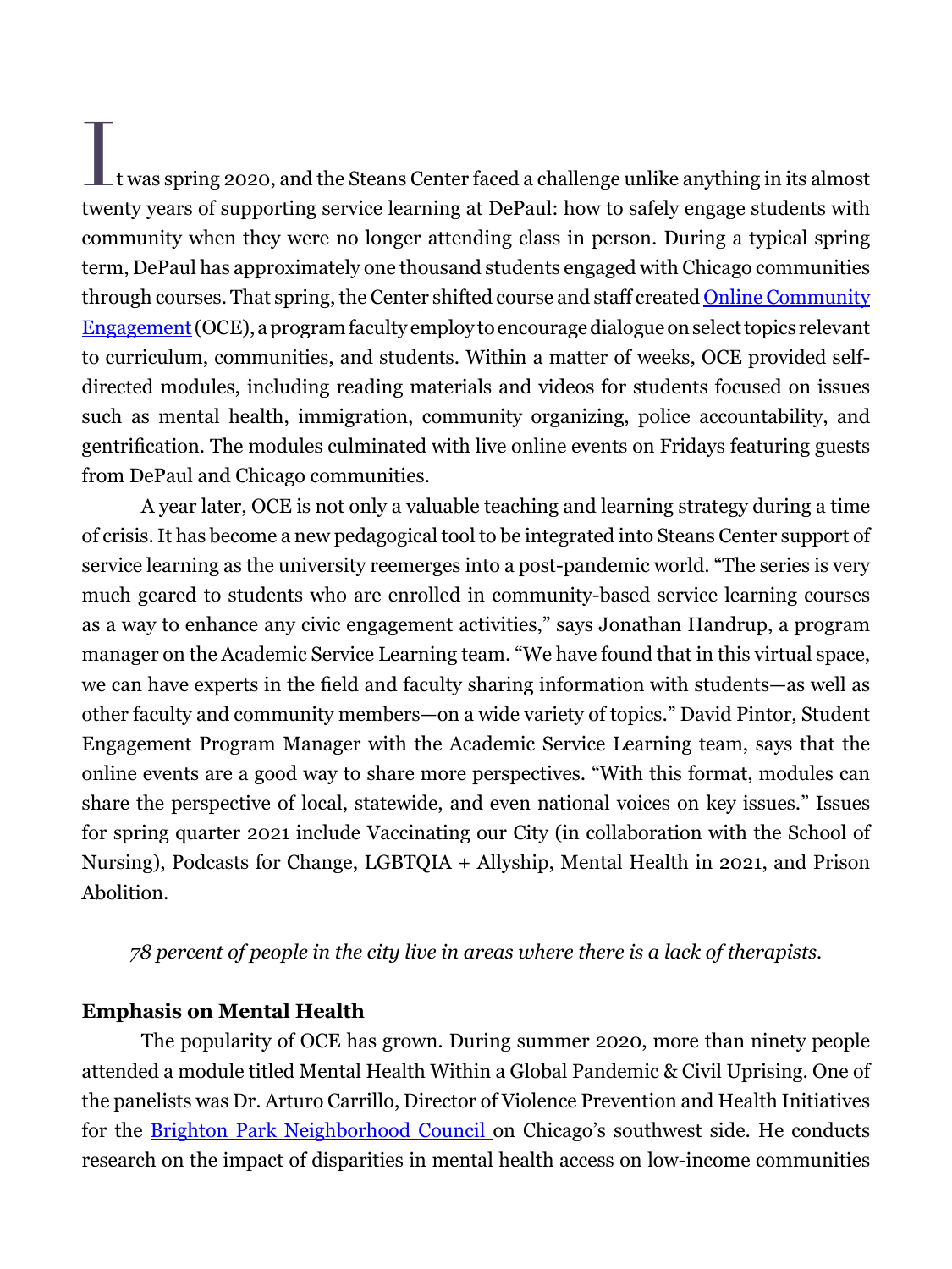It was spring 2020, and the Steans Center faced a challenge unlike anything in its almost twenty years of supporting service learning at DePaul: how to safely engage students with community when they were no longer attending class in person. During a typical spring term, DePaul has approximately one thousand students engaged with Chicago communities through courses. That spring, the Center shifted course and staff created [Online Community Engagement](#) (OCE), a program faculty employ to encourage dialogue on select topics relevant to curriculum, communities, and students. Within a matter of weeks, OCE provided self-directed modules, including reading materials and videos for students focused on issues such as mental health, immigration, community organizing, police accountability, and gentrification. The modules culminated with live online events on Fridays featuring guests from DePaul and Chicago communities.

A year later, OCE is not only a valuable teaching and learning strategy during a time of crisis. It has become a new pedagogical tool to be integrated into Steans Center support of service learning as the university reemerges into a post-pandemic world. "The series is very much geared to students who are enrolled in community-based service learning courses as a way to enhance any civic engagement activities," says Jonathan Handrup, a program manager on the Academic Service Learning team. "We have found that in this virtual space, we can have experts in the field and faculty sharing information with students—as well as other faculty and community members—on a wide variety of topics." David Pintor, Student Engagement Program Manager with the Academic Service Learning team, says that the online events are a good way to share more perspectives. "With this format, modules can share the perspective of local, statewide, and even national voices on key issues." Issues for spring quarter 2021 include Vaccinating our City (in collaboration with the School of Nursing), Podcasts for Change, LGBTQIA + Allyship, Mental Health in 2021, and Prison Abolition.

*78 percent of people in the city live in areas where there is a lack of therapists.*

**Emphasis on Mental Health**

The popularity of OCE has grown. During summer 2020, more than ninety people attended a module titled Mental Health Within a Global Pandemic & Civil Uprising. One of the panelists was Dr. Arturo Carrillo, Director of Violence Prevention and Health Initiatives for the [Brighton Park Neighborhood Council](#) on Chicago's southwest side. He conducts research on the impact of disparities in mental health access on low-income communities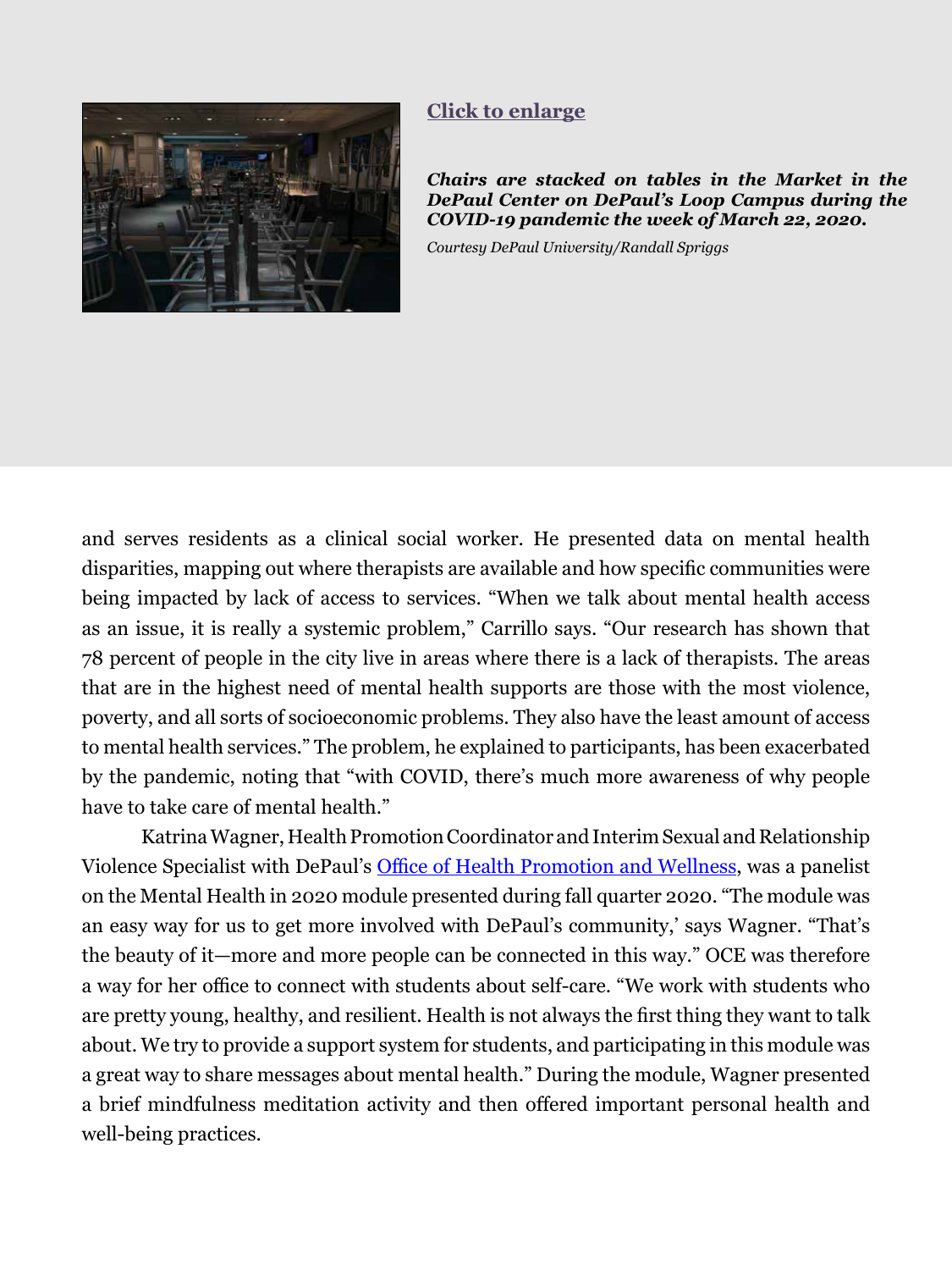[Click to enlarge](#)

***Chairs are stacked on tables in the Market in the DePaul Center on DePaul's Loop Campus during the COVID-19 pandemic the week of March 22, 2020.***

*Courtesy DePaul University/Randall Spriggs*

and serves residents as a clinical social worker. He presented data on mental health disparities, mapping out where therapists are available and how specific communities were being impacted by lack of access to services. "When we talk about mental health access as an issue, it is really a systemic problem," Carrillo says. "Our research has shown that 78 percent of people in the city live in areas where there is a lack of therapists. The areas that are in the highest need of mental health supports are those with the most violence, poverty, and all sorts of socioeconomic problems. They also have the least amount of access to mental health services." The problem, he explained to participants, has been exacerbated by the pandemic, noting that "with COVID, there's much more awareness of why people have to take care of mental health."

Katrina Wagner, Health Promotion Coordinator and Interim Sexual and Relationship Violence Specialist with DePaul's [Office of Health Promotion and Wellness](#), was a panelist on the Mental Health in 2020 module presented during fall quarter 2020. "The module was an easy way for us to get more involved with DePaul's community,' says Wagner. "That's the beauty of it—more and more people can be connected in this way." OCE was therefore a way for her office to connect with students about self-care. "We work with students who are pretty young, healthy, and resilient. Health is not always the first thing they want to talk about. We try to provide a support system for students, and participating in this module was a great way to share messages about mental health." During the module, Wagner presented a brief mindfulness meditation activity and then offered important personal health and well-being practices.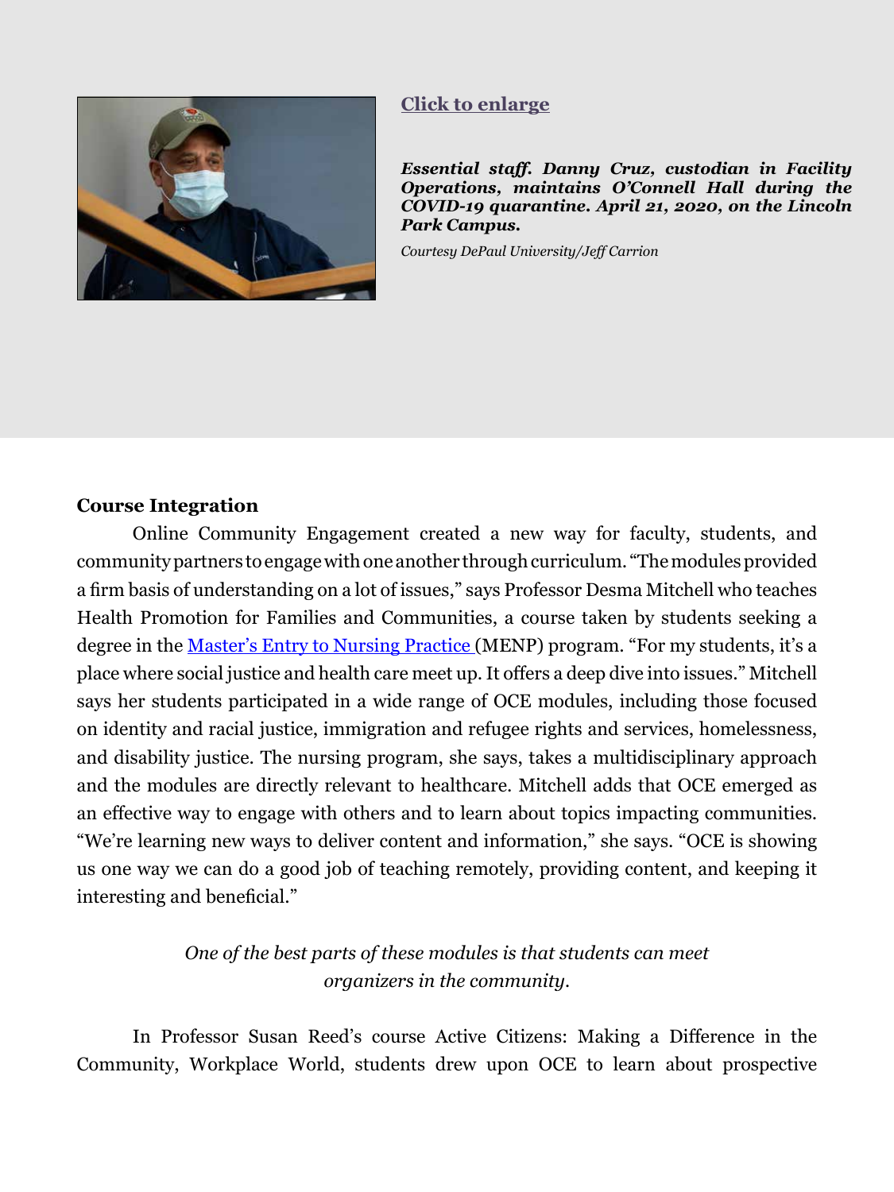Click to enlarge

***Essential staff. Danny Cruz, custodian in Facility Operations, maintains O'Connell Hall during the COVID-19 quarantine. April 21, 2020, on the Lincoln Park Campus.***

*Courtesy DePaul University/Jeff Carrion*

**Course Integration**

Online Community Engagement created a new way for faculty, students, and community partners to engage with one another through curriculum. "The modules provided a firm basis of understanding on a lot of issues," says Professor Desma Mitchell who teaches Health Promotion for Families and Communities, a course taken by students seeking a degree in the Master's Entry to Nursing Practice (MENP) program. "For my students, it's a place where social justice and health care meet up. It offers a deep dive into issues." Mitchell says her students participated in a wide range of OCE modules, including those focused on identity and racial justice, immigration and refugee rights and services, homelessness, and disability justice. The nursing program, she says, takes a multidisciplinary approach and the modules are directly relevant to healthcare. Mitchell adds that OCE emerged as an effective way to engage with others and to learn about topics impacting communities. "We're learning new ways to deliver content and information," she says. "OCE is showing us one way we can do a good job of teaching remotely, providing content, and keeping it interesting and beneficial."

*One of the best parts of these modules is that students can meet organizers in the community.*

In Professor Susan Reed's course Active Citizens: Making a Difference in the Community, Workplace World, students drew upon OCE to learn about prospective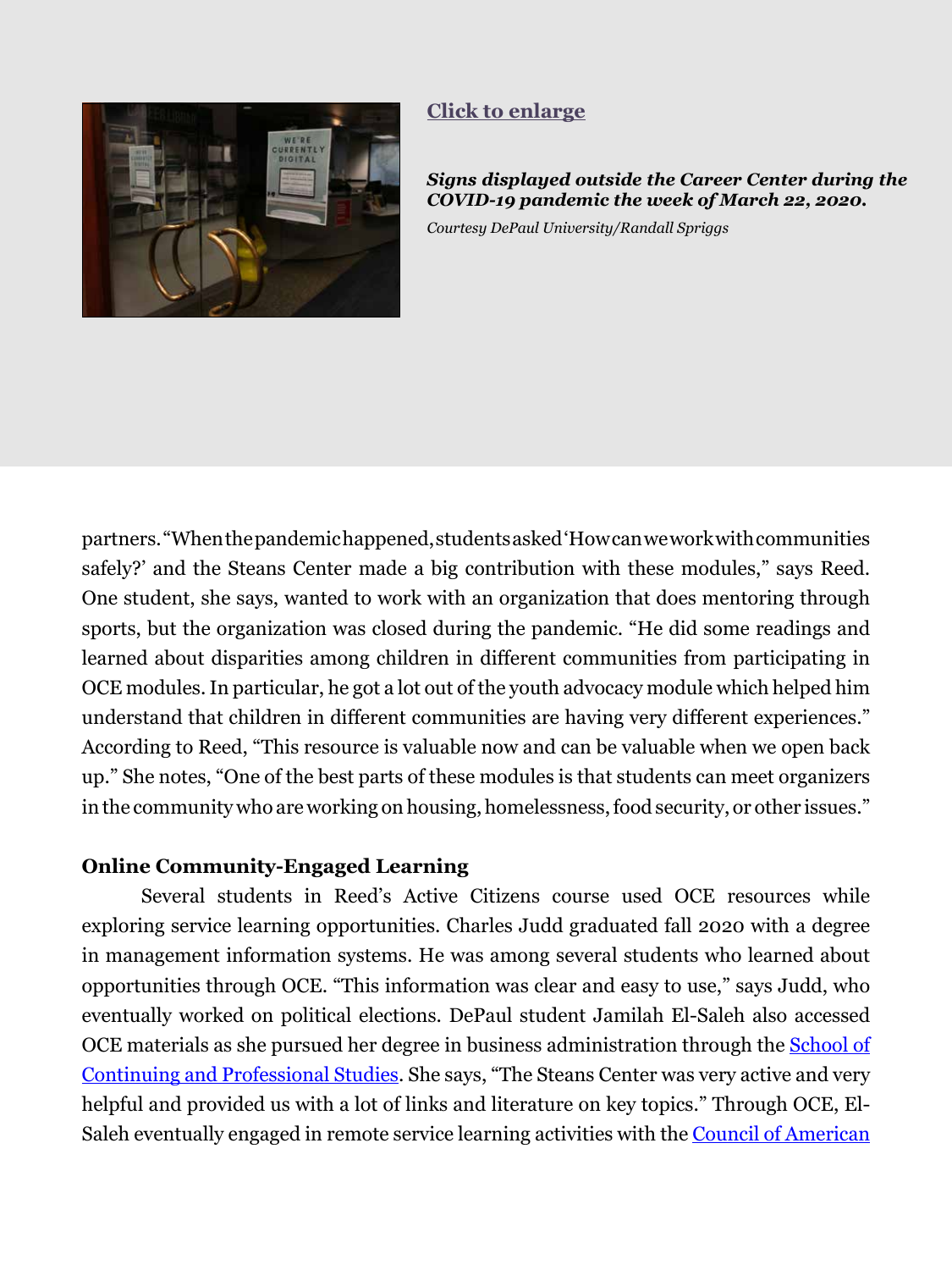[Click to enlarge](#)

***Signs displayed outside the Career Center during the COVID-19 pandemic the week of March 22, 2020.***

*Courtesy DePaul University/Randall Spriggs*

partners. "When the pandemic happened, students asked 'How can we work with communities safely?' and the Steans Center made a big contribution with these modules," says Reed. One student, she says, wanted to work with an organization that does mentoring through sports, but the organization was closed during the pandemic. "He did some readings and learned about disparities among children in different communities from participating in OCE modules. In particular, he got a lot out of the youth advocacy module which helped him understand that children in different communities are having very different experiences." According to Reed, "This resource is valuable now and can be valuable when we open back up." She notes, "One of the best parts of these modules is that students can meet organizers in the community who are working on housing, homelessness, food security, or other issues."

**Online Community-Engaged Learning**

Several students in Reed's Active Citizens course used OCE resources while exploring service learning opportunities. Charles Judd graduated fall 2020 with a degree in management information systems. He was among several students who learned about opportunities through OCE. "This information was clear and easy to use," says Judd, who eventually worked on political elections. DePaul student Jamilah El-Saleh also accessed OCE materials as she pursued her degree in business administration through the [School of Continuing and Professional Studies](#). She says, "The Steans Center was very active and very helpful and provided us with a lot of links and literature on key topics." Through OCE, El-Saleh eventually engaged in remote service learning activities with the [Council of American](#)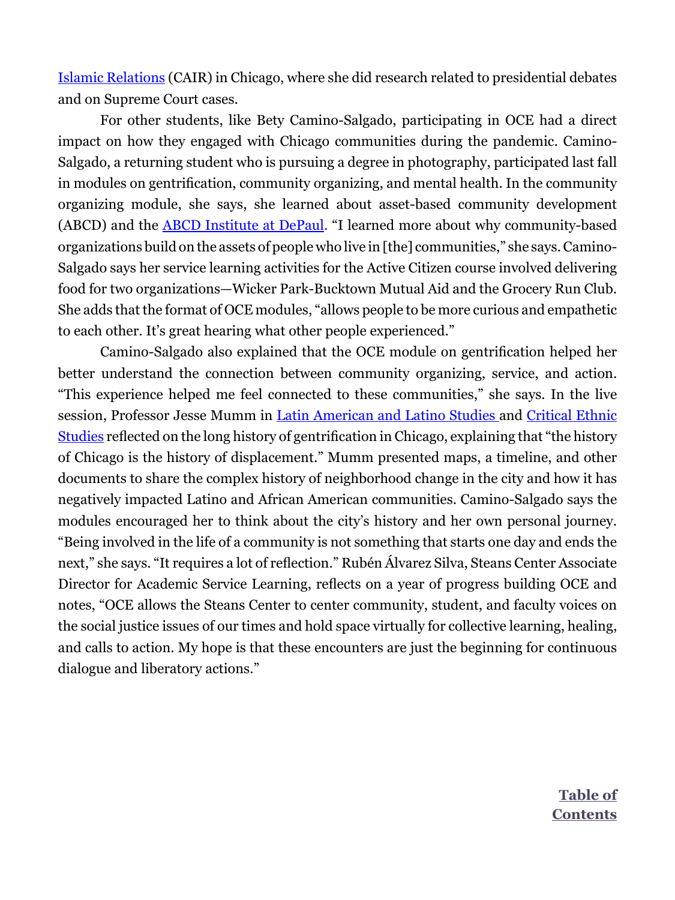Islamic Relations (CAIR) in Chicago, where she did research related to presidential debates and on Supreme Court cases.

For other students, like Bety Camino-Salgado, participating in OCE had a direct impact on how they engaged with Chicago communities during the pandemic. Camino-Salgado, a returning student who is pursuing a degree in photography, participated last fall in modules on gentrification, community organizing, and mental health. In the community organizing module, she says, she learned about asset-based community development (ABCD) and the ABCD Institute at DePaul. "I learned more about why community-based organizations build on the assets of people who live in [the] communities," she says. Camino-Salgado says her service learning activities for the Active Citizen course involved delivering food for two organizations—Wicker Park-Bucktown Mutual Aid and the Grocery Run Club. She adds that the format of OCE modules, "allows people to be more curious and empathetic to each other. It's great hearing what other people experienced."

Camino-Salgado also explained that the OCE module on gentrification helped her better understand the connection between community organizing, service, and action. "This experience helped me feel connected to these communities," she says. In the live session, Professor Jesse Mumm in Latin American and Latino Studies and Critical Ethnic Studies reflected on the long history of gentrification in Chicago, explaining that "the history of Chicago is the history of displacement." Mumm presented maps, a timeline, and other documents to share the complex history of neighborhood change in the city and how it has negatively impacted Latino and African American communities. Camino-Salgado says the modules encouraged her to think about the city's history and her own personal journey. "Being involved in the life of a community is not something that starts one day and ends the next," she says. "It requires a lot of reflection." Rubén Álvarez Silva, Steans Center Associate Director for Academic Service Learning, reflects on a year of progress building OCE and notes, "OCE allows the Steans Center to center community, student, and faculty voices on the social justice issues of our times and hold space virtually for collective learning, healing, and calls to action. My hope is that these encounters are just the beginning for continuous dialogue and liberatory actions."

**Table of Contents**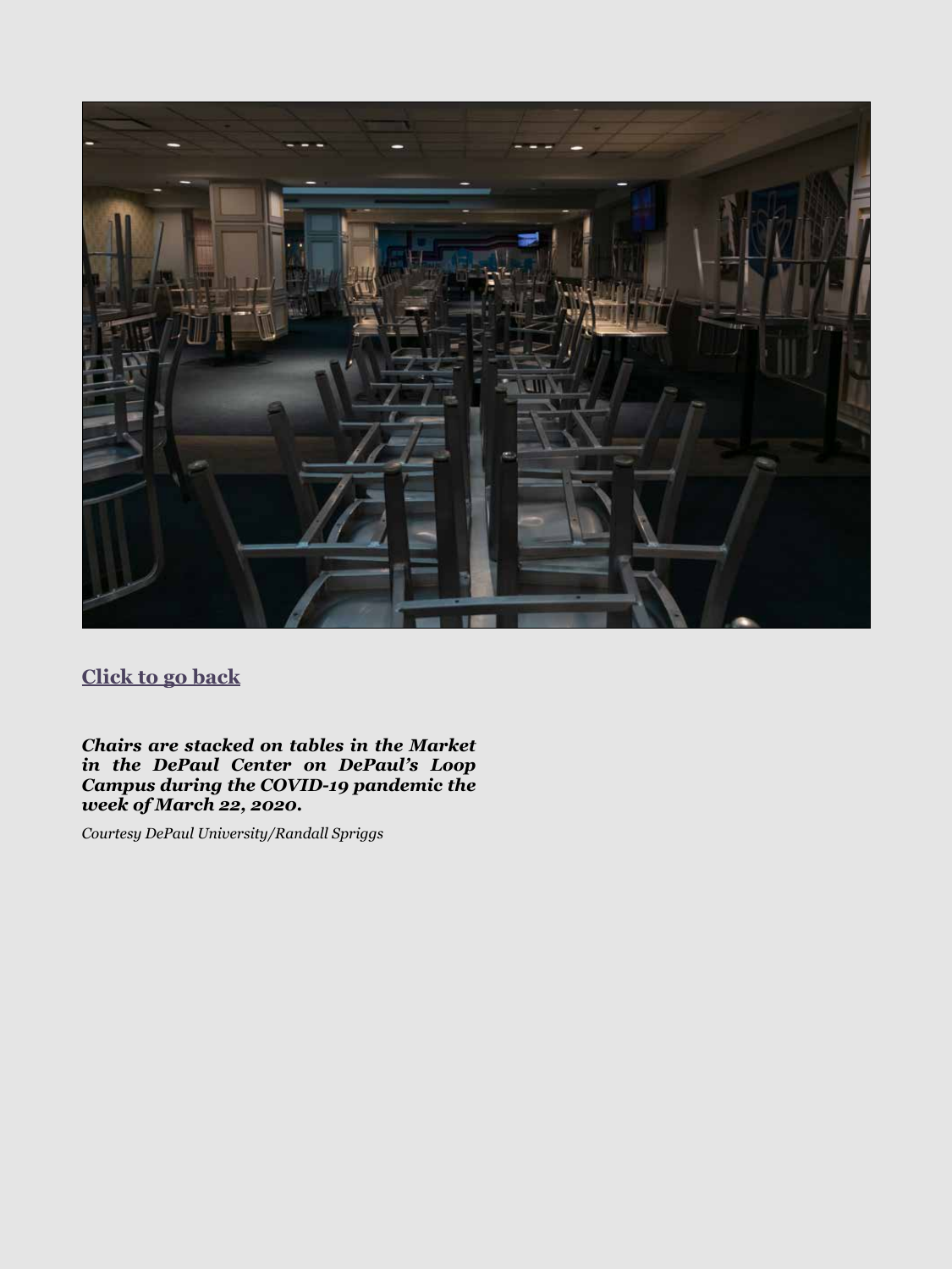[Click to go back]

***Chairs are stacked on tables in the Market in the DePaul Center on DePaul's Loop Campus during the COVID-19 pandemic the week of March 22, 2020.***

*Courtesy DePaul University/Randall Spriggs*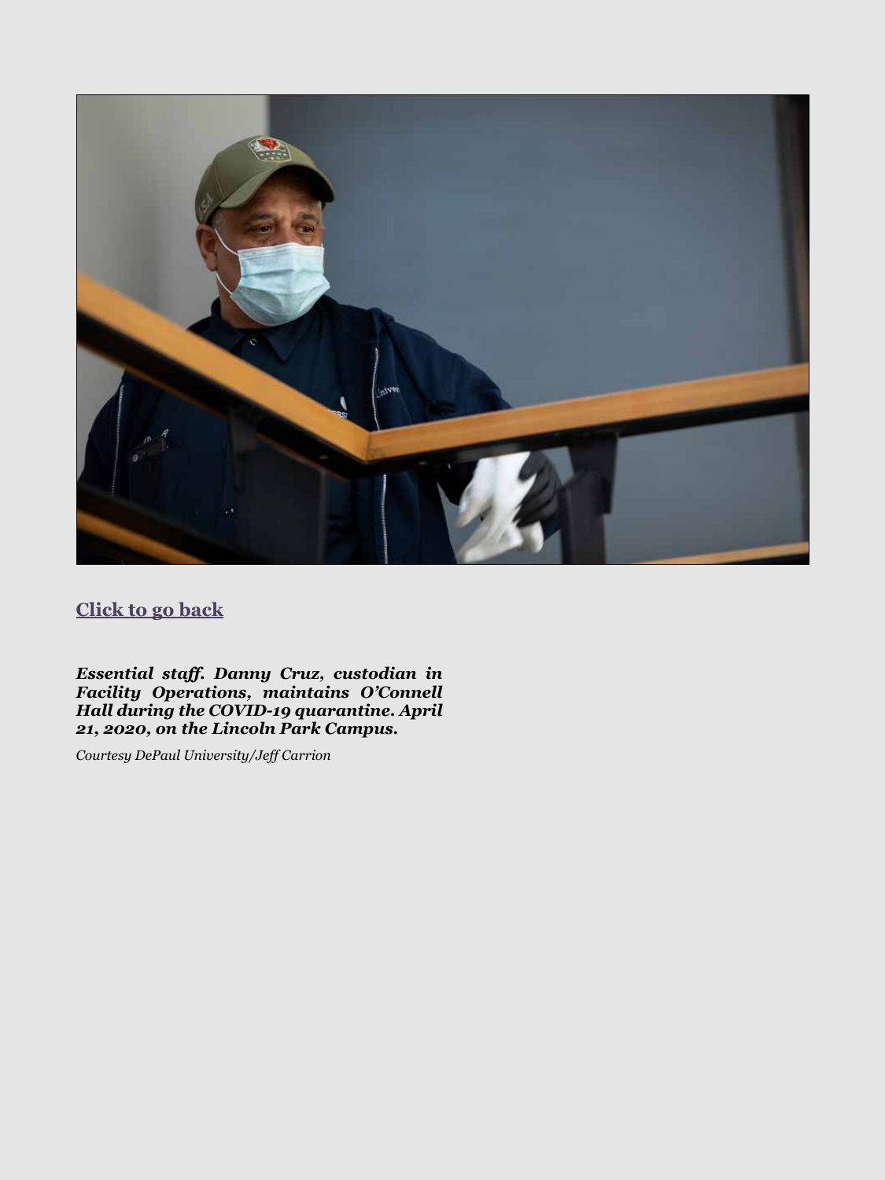[Click to go back]()

***Essential staff. Danny Cruz, custodian in Facility Operations, maintains O'Connell Hall during the COVID-19 quarantine. April 21, 2020, on the Lincoln Park Campus.***

*Courtesy DePaul University/Jeff Carrion*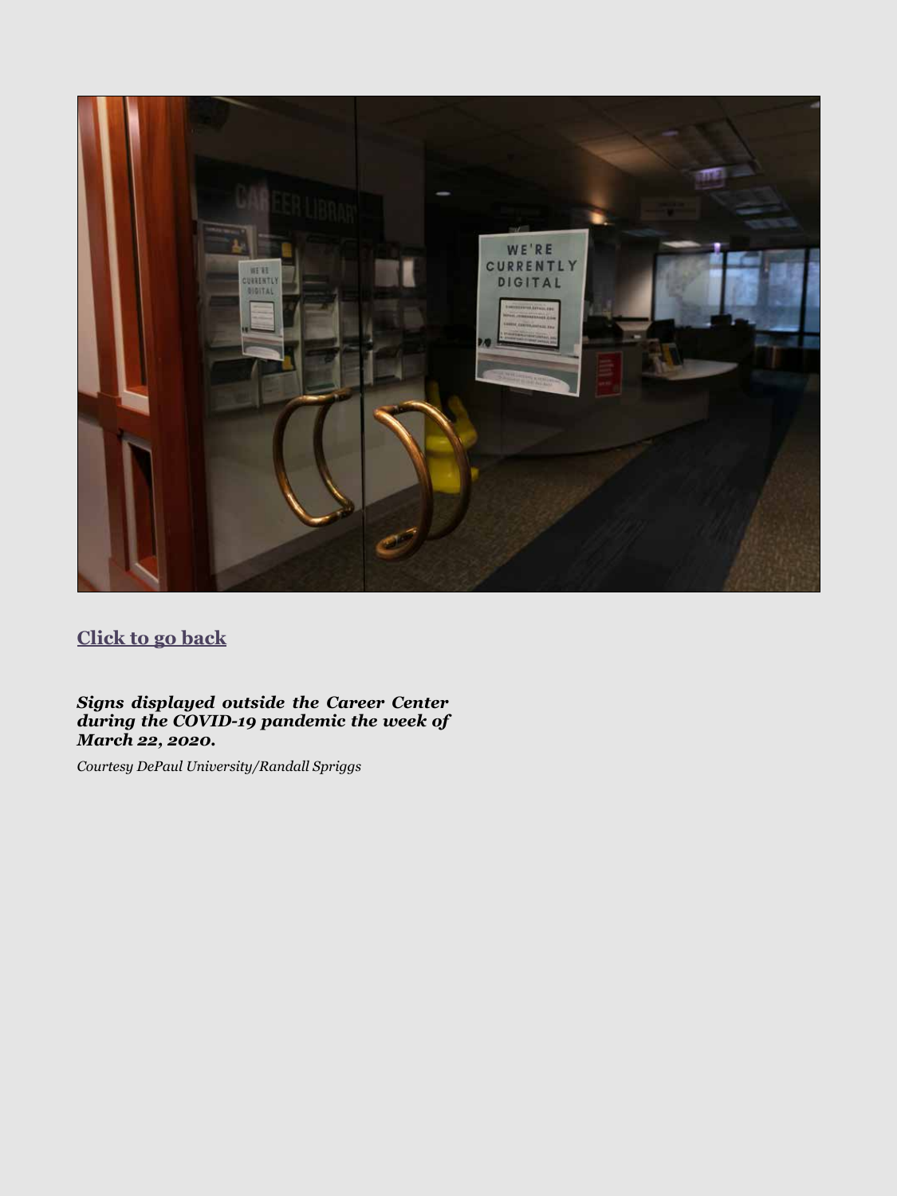[Click to go back](#)

***Signs displayed outside the Career Center during the COVID-19 pandemic the week of March 22, 2020.***

*Courtesy DePaul University/Randall Spriggs*